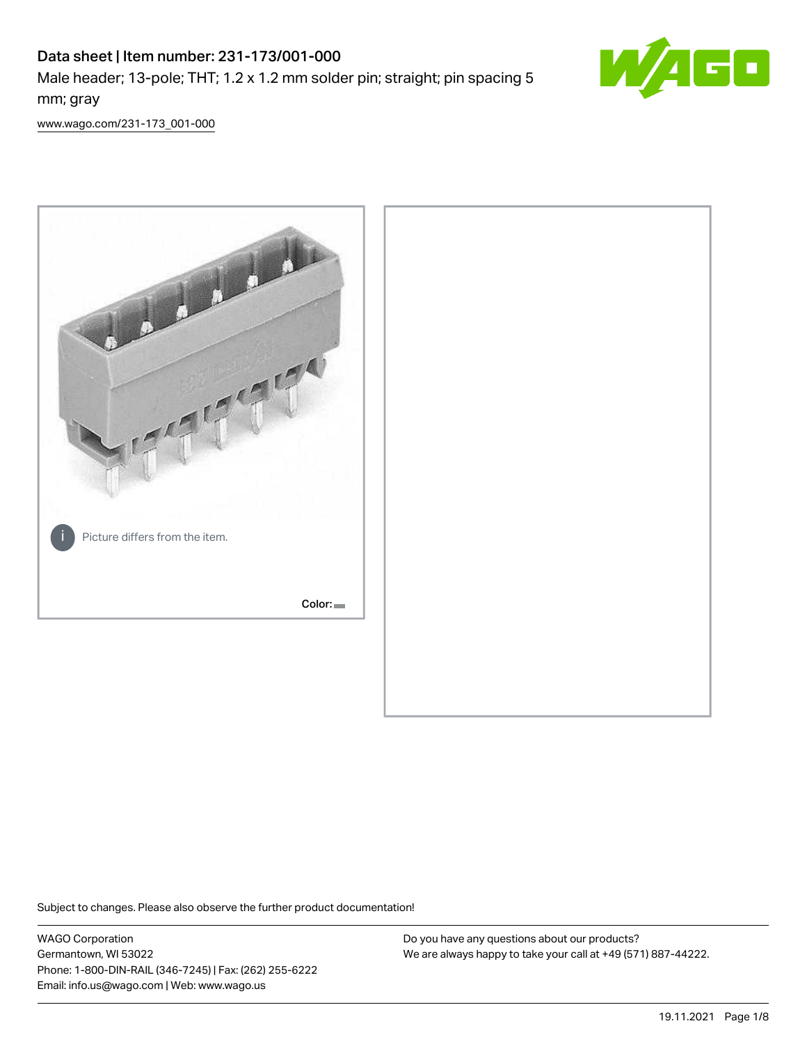# Data sheet | Item number: 231-173/001-000

Male header; 13-pole; THT; 1.2 x 1.2 mm solder pin; straight; pin spacing 5 mm; gray

www.wago.com/231-173_001-000

Picture differs from the item.

Color:

Subject to changes. Please also observe the further product documentation!

WAGO Corporation
Germantown, WI 53022
Phone: 1-800-DIN-RAIL (346-7245) | Fax: (262) 255-6222
Email: info.us@wago.com | Web: www.wago.us

Do you have any questions about our products?
We are always happy to take your call at +49 (571) 887-44222.

19.11.2021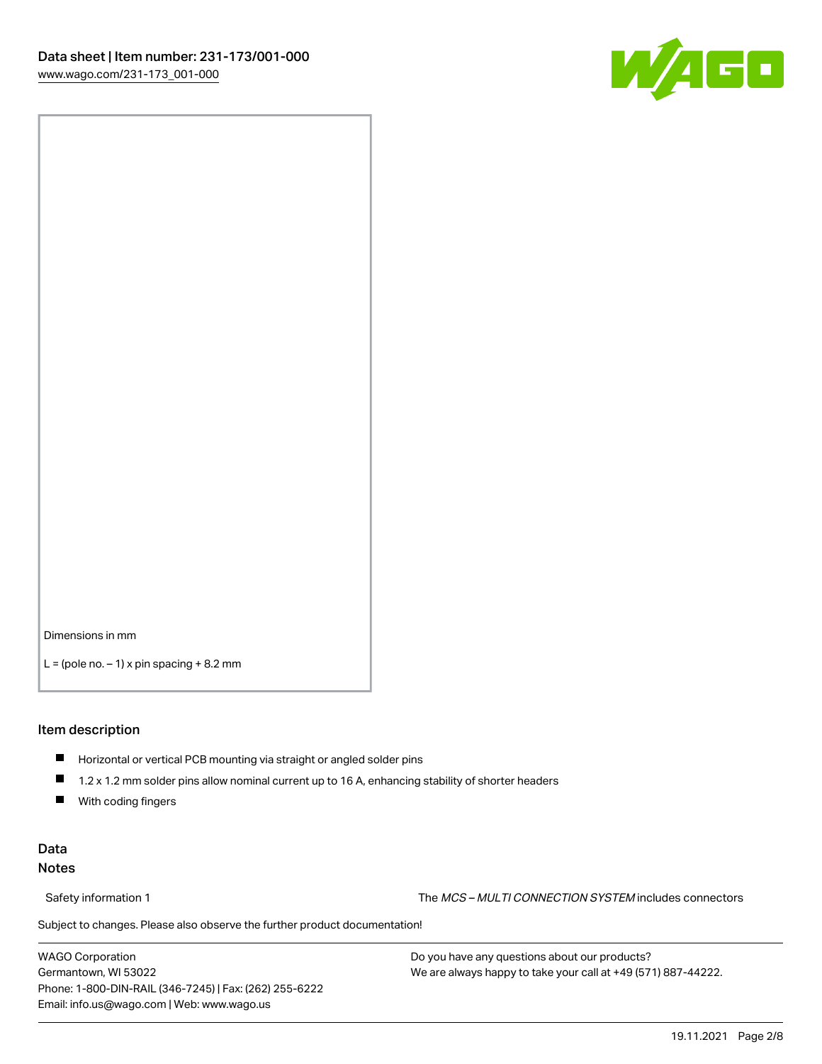Dimensions in mm

L = (pole no. − 1) x pin spacing + 8.2 mm

## Item description

- Horizontal or vertical PCB mounting via straight or angled solder pins
- 1.2 x 1.2 mm solder pins allow nominal current up to 16 A, enhancing stability of shorter headers
- With coding fingers

## Data

### Notes

Safety information 1 The *MCS – MULTI CONNECTION SYSTEM* includes connectors

Subject to changes. Please also observe the further product documentation!

WAGO Corporation
Germantown, WI 53022
Phone: 1-800-DIN-RAIL (346-7245) | Fax: (262) 255-6222
Email: info.us@wago.com | Web: www.wago.us

Do you have any questions about our products?
We are always happy to take your call at +49 (571) 887-44222.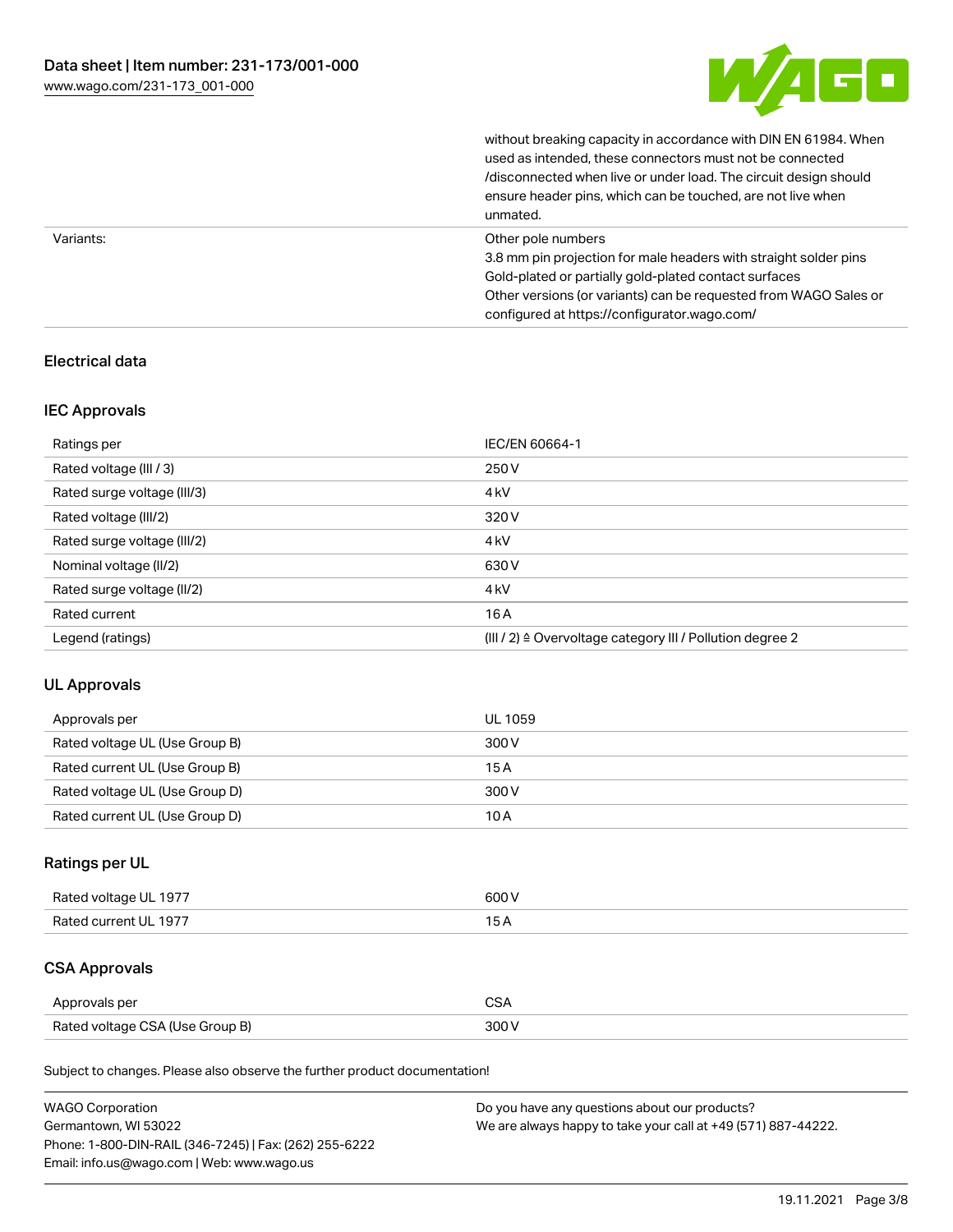| | |
|---|---|
| | without breaking capacity in accordance with DIN EN 61984. When used as intended, these connectors must not be connected /disconnected when live or under load. The circuit design should ensure header pins, which can be touched, are not live when unmated. |
| Variants: | Other pole numbers<br>3.8 mm pin projection for male headers with straight solder pins<br>Gold-plated or partially gold-plated contact surfaces<br>Other versions (or variants) can be requested from WAGO Sales or configured at https://configurator.wago.com/ |

## Electrical data

### IEC Approvals

| Ratings per | IEC/EN 60664-1 |
|---|---|
| Rated voltage (III / 3) | 250 V |
| Rated surge voltage (III/3) | 4 kV |
| Rated voltage (III/2) | 320 V |
| Rated surge voltage (III/2) | 4 kV |
| Nominal voltage (II/2) | 630 V |
| Rated surge voltage (II/2) | 4 kV |
| Rated current | 16 A |
| Legend (ratings) | (III / 2) ≙ Overvoltage category III / Pollution degree 2 |

### UL Approvals

| Approvals per | UL 1059 |
|---|---|
| Rated voltage UL (Use Group B) | 300 V |
| Rated current UL (Use Group B) | 15 A |
| Rated voltage UL (Use Group D) | 300 V |
| Rated current UL (Use Group D) | 10 A |

### Ratings per UL

| Rated voltage UL 1977 | 600 V |
|---|---|
| Rated current UL 1977 | 15 A |

### CSA Approvals

| Approvals per | CSA |
|---|---|
| Rated voltage CSA (Use Group B) | 300 V |

Subject to changes. Please also observe the further product documentation!

WAGO Corporation
Germantown, WI 53022
Phone: 1-800-DIN-RAIL (346-7245) | Fax: (262) 255-6222
Email: info.us@wago.com | Web: www.wago.us

Do you have any questions about our products?
We are always happy to take your call at +49 (571) 887-44222.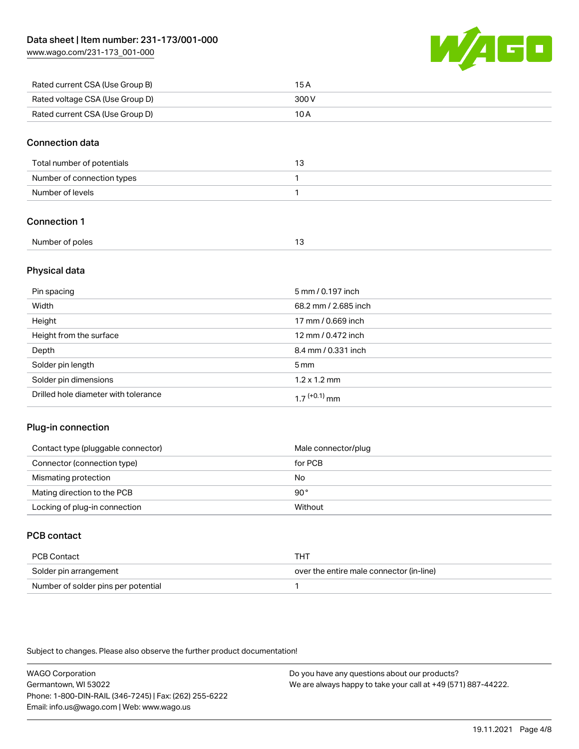| | |
|---|---|
| Rated current CSA (Use Group B) | 15 A |
| Rated voltage CSA (Use Group D) | 300 V |
| Rated current CSA (Use Group D) | 10 A |

## Connection data

| | |
|---|---|
| Total number of potentials | 13 |
| Number of connection types | 1 |
| Number of levels | 1 |

## Connection 1

| | |
|---|---|
| Number of poles | 13 |

## Physical data

| | |
|---|---|
| Pin spacing | 5 mm / 0.197 inch |
| Width | 68.2 mm / 2.685 inch |
| Height | 17 mm / 0.669 inch |
| Height from the surface | 12 mm / 0.472 inch |
| Depth | 8.4 mm / 0.331 inch |
| Solder pin length | 5 mm |
| Solder pin dimensions | 1.2 x 1.2 mm |
| Drilled hole diameter with tolerance | $1.7^{(+0.1)}$ mm |

## Plug-in connection

| | |
|---|---|
| Contact type (pluggable connector) | Male connector/plug |
| Connector (connection type) | for PCB |
| Mismating protection | No |
| Mating direction to the PCB | 90° |
| Locking of plug-in connection | Without |

## PCB contact

| | |
|---|---|
| PCB Contact | THT |
| Solder pin arrangement | over the entire male connector (in-line) |
| Number of solder pins per potential | 1 |

Subject to changes. Please also observe the further product documentation!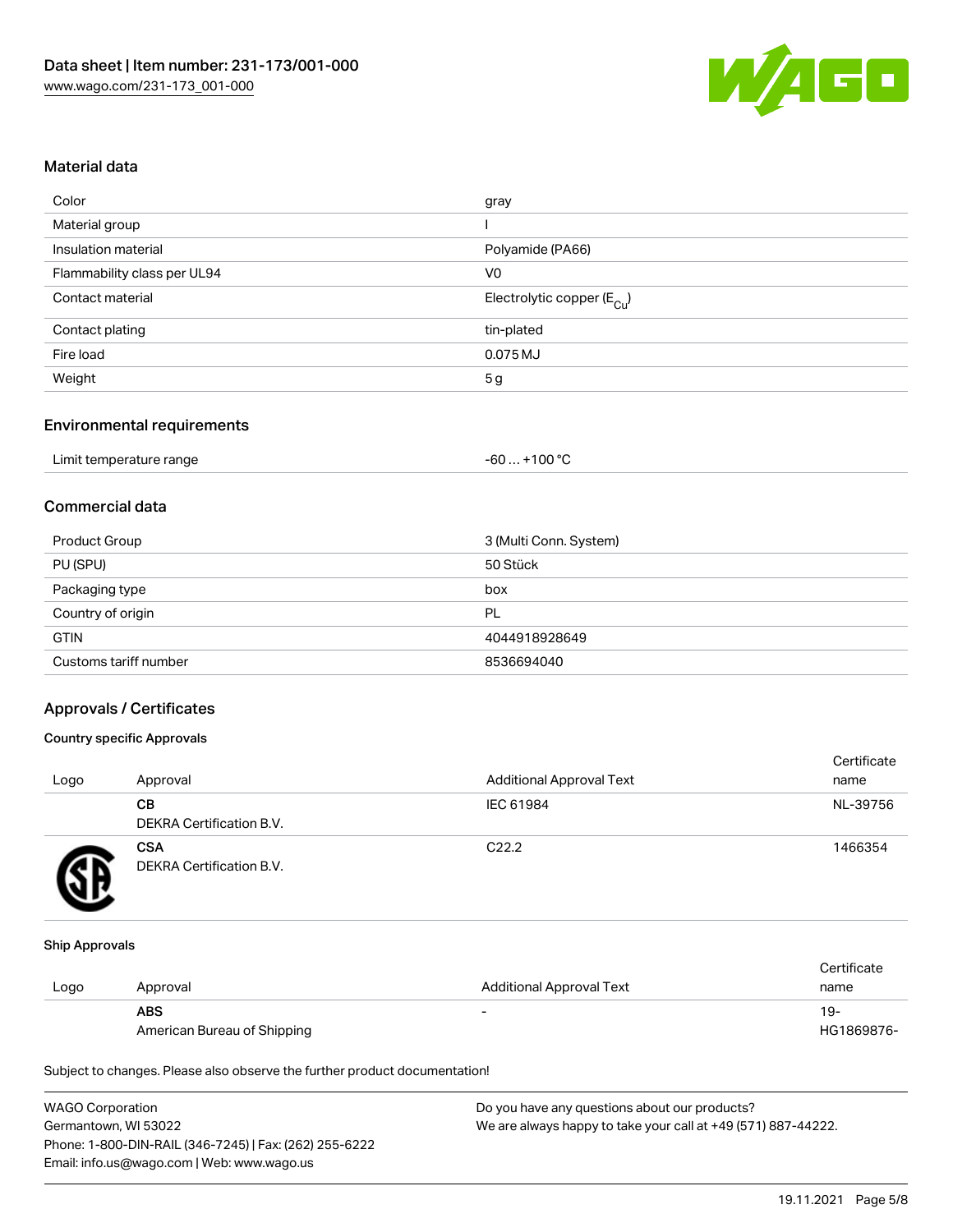## Material data

| | |
|---|---|
| Color | gray |
| Material group | I |
| Insulation material | Polyamide (PA66) |
| Flammability class per UL94 | V0 |
| Contact material | Electrolytic copper ($E_{Cu}$) |
| Contact plating | tin-plated |
| Fire load | 0.075 MJ |
| Weight | 5 g |

## Environmental requirements

| | |
|---|---|
| Limit temperature range | -60 … +100 °C |

## Commercial data

| | |
|---|---|
| Product Group | 3 (Multi Conn. System) |
| PU (SPU) | 50 Stück |
| Packaging type | box |
| Country of origin | PL |
| GTIN | 4044918928649 |
| Customs tariff number | 8536694040 |

## Approvals / Certificates

### Country specific Approvals

| Logo | Approval | Additional Approval Text | Certificate name |
|---|---|---|---|
| | **CB**<br>DEKRA Certification B.V. | IEC 61984 | NL-39756 |
| | **CSA**<br>DEKRA Certification B.V. | C22.2 | 1466354 |

### Ship Approvals

| Logo | Approval | Additional Approval Text | Certificate name |
|---|---|---|---|
| | **ABS**<br>American Bureau of Shipping | - | 19-HG1869876- |

Subject to changes. Please also observe the further product documentation!

WAGO Corporation
Germantown, WI 53022
Phone: 1-800-DIN-RAIL (346-7245) | Fax: (262) 255-6222
Email: info.us@wago.com | Web: www.wago.us

Do you have any questions about our products?
We are always happy to take your call at +49 (571) 887-44222.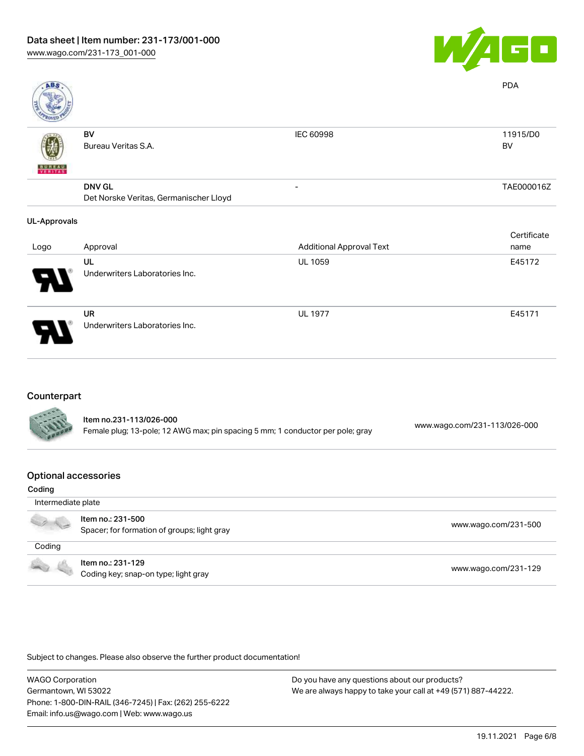Data sheet | Item number: 231-173/001-000
www.wago.com/231-173_001-000

| Logo | Approval | Additional Approval Text | Certificate name |
| --- | --- | --- | --- |
| | | | PDA |
| | BV<br>Bureau Veritas S.A. | IEC 60998 | 11915/D0<br>BV |
| | DNV GL<br>Det Norske Veritas, Germanischer Lloyd | - | TAE000016Z |

### UL-Approvals

| Logo | Approval | Additional Approval Text | Certificate name |
| --- | --- | --- | --- |
| | UL<br>Underwriters Laboratories Inc. | UL 1059 | E45172 |
| | UR<br>Underwriters Laboratories Inc. | UL 1977 | E45171 |

## Counterpart

| Item | Link |
| --- | --- |
| **Item no.231-113/026-000**<br>Female plug; 13-pole; 12 AWG max; pin spacing 5 mm; 1 conductor per pole; gray | www.wago.com/231-113/026-000 |

## Optional accessories

### Coding

**Intermediate plate**

| Item | Link |
| --- | --- |
| Item no.: 231-500<br>Spacer; for formation of groups; light gray | www.wago.com/231-500 |

**Coding**

| Item | Link |
| --- | --- |
| Item no.: 231-129<br>Coding key; snap-on type; light gray | www.wago.com/231-129 |

Subject to changes. Please also observe the further product documentation!

WAGO Corporation
Germantown, WI 53022
Phone: 1-800-DIN-RAIL (346-7245) | Fax: (262) 255-6222
Email: info.us@wago.com | Web: www.wago.us

Do you have any questions about our products?
We are always happy to take your call at +49 (571) 887-44222.

19.11.2021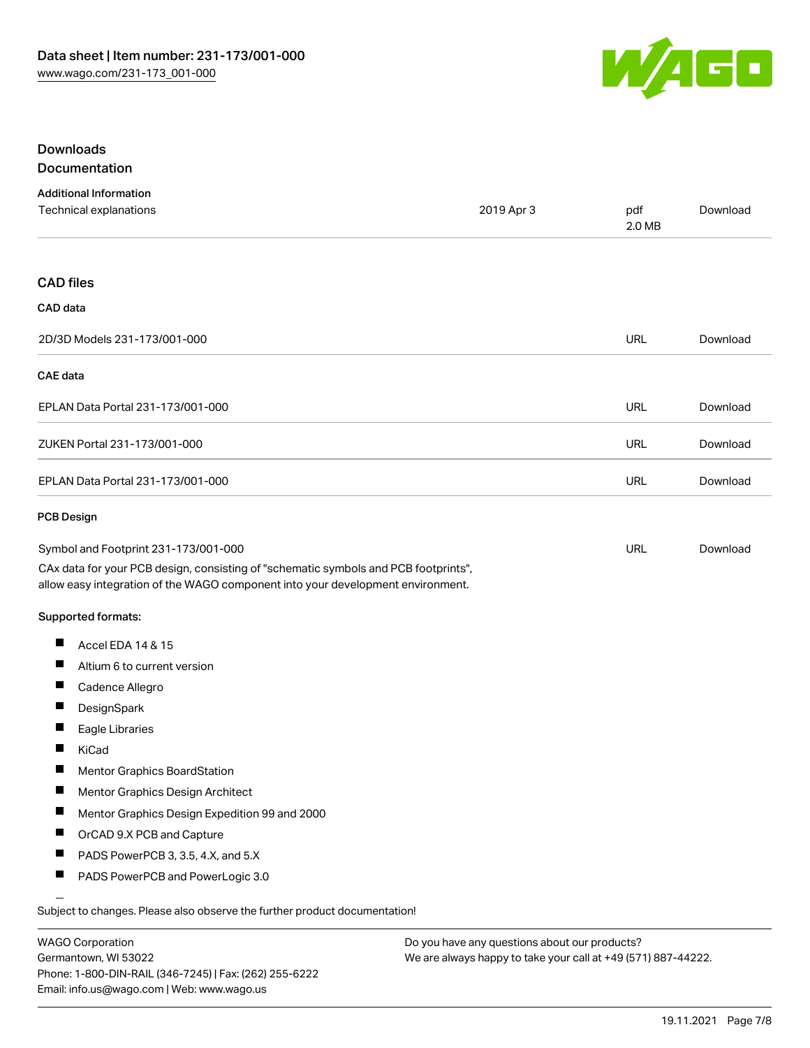## Downloads

### Documentation

**Additional Information**

| | | | |
|---|---|---|---|
| Technical explanations | 2019 Apr 3 | pdf 2.0 MB | Download |

## CAD files

### CAD data

| | | |
|---|---|---|
| 2D/3D Models 231-173/001-000 | URL | Download |

### CAE data

| | | |
|---|---|---|
| EPLAN Data Portal 231-173/001-000 | URL | Download |
| ZUKEN Portal 231-173/001-000 | URL | Download |
| EPLAN Data Portal 231-173/001-000 | URL | Download |

### PCB Design

| | | |
|---|---|---|
| Symbol and Footprint 231-173/001-000 | URL | Download |

CAx data for your PCB design, consisting of "schematic symbols and PCB footprints", allow easy integration of the WAGO component into your development environment.

**Supported formats:**

- Accel EDA 14 & 15
- Altium 6 to current version
- Cadence Allegro
- DesignSpark
- Eagle Libraries
- KiCad
- Mentor Graphics BoardStation
- Mentor Graphics Design Architect
- Mentor Graphics Design Expedition 99 and 2000
- OrCAD 9.X PCB and Capture
- PADS PowerPCB 3, 3.5, 4.X, and 5.X
- PADS PowerPCB and PowerLogic 3.0

Subject to changes. Please also observe the further product documentation!

WAGO Corporation
Germantown, WI 53022
Phone: 1-800-DIN-RAIL (346-7245) | Fax: (262) 255-6222
Email: info.us@wago.com | Web: www.wago.us

Do you have any questions about our products?
We are always happy to take your call at +49 (571) 887-44222.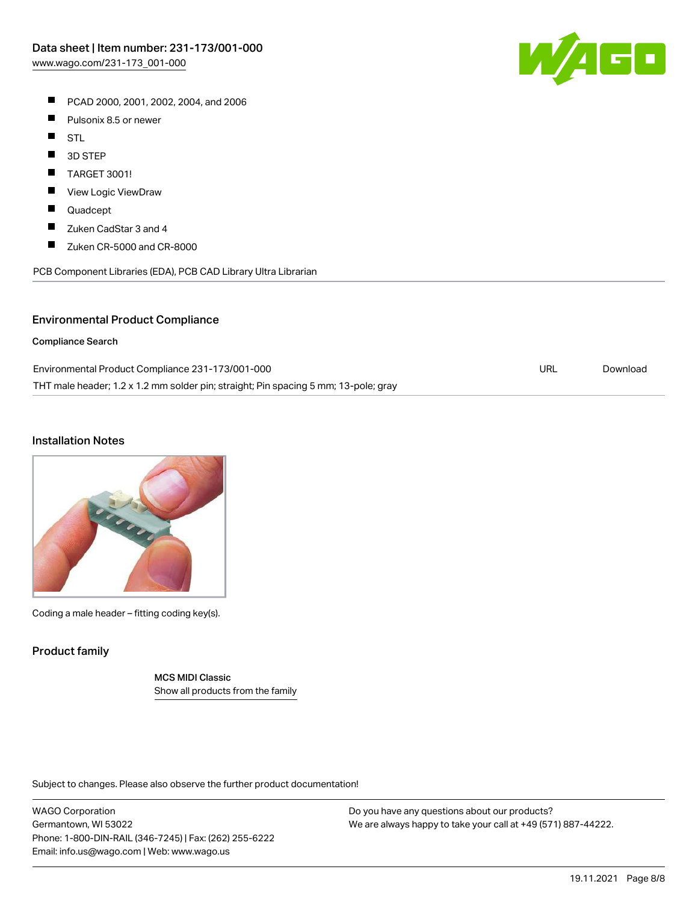- PCAD 2000, 2001, 2002, 2004, and 2006
- Pulsonix 8.5 or newer
- STL
- 3D STEP
- TARGET 3001!
- View Logic ViewDraw
- Quadcept
- Zuken CadStar 3 and 4
- Zuken CR-5000 and CR-8000

PCB Component Libraries (EDA), PCB CAD Library Ultra Librarian

## Environmental Product Compliance

**Compliance Search**

| | | |
|---|---|---|
| Environmental Product Compliance 231-173/001-000<br>THT male header; 1.2 x 1.2 mm solder pin; straight; Pin spacing 5 mm; 13-pole; gray | URL | Download |

## Installation Notes

Coding a male header – fitting coding key(s).

## Product family

**MCS MIDI Classic**
Show all products from the family

Subject to changes. Please also observe the further product documentation!

WAGO Corporation
Germantown, WI 53022
Phone: 1-800-DIN-RAIL (346-7245) | Fax: (262) 255-6222
Email: info.us@wago.com | Web: www.wago.us

Do you have any questions about our products?
We are always happy to take your call at +49 (571) 887-44222.